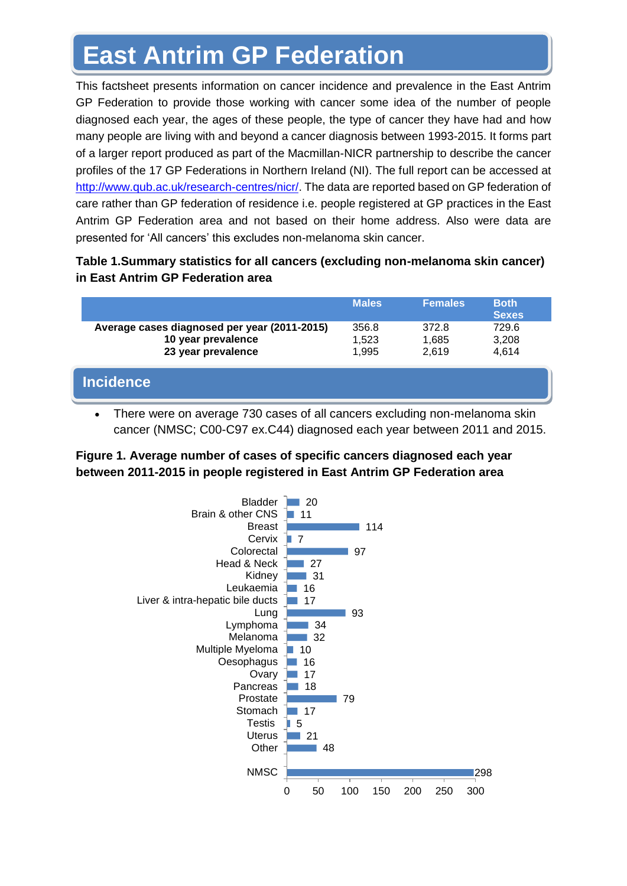# East Antrim GP Federation

This factsheet presents information on cancer incidence and prevalence in the East Antrim GP Federation to provide those working with cancer some idea of the number of people diagnosed each year, the ages of these people, the type of cancer they have had and how many people are living with and beyond a cancer diagnosis between 1993-2015. It forms part of a larger report produced as part of the Macmillan-NICR partnership to describe the cancer profiles of the 17 GP Federations in Northern Ireland (NI). The full report can be accessed at http://www.qub.ac.uk/research-centres/nicr/. The data are reported based on GP federation of care rather than GP federation of residence i.e. people registered at GP practices in the East Antrim GP Federation area and not based on their home address. Also were data are presented for 'All cancers' this excludes non-melanoma skin cancer.

**Table 1.Summary statistics for all cancers (excluding non-melanoma skin cancer) in East Antrim GP Federation area**

| | Males | Females | Both Sexes |
|---|---|---|---|
| **Average cases diagnosed per year (2011-2015)** | 356.8 | 372.8 | 729.6 |
| **10 year prevalence** | 1,523 | 1,685 | 3,208 |
| **23 year prevalence** | 1,995 | 2,619 | 4,614 |

## Incidence

- There were on average 730 cases of all cancers excluding non-melanoma skin cancer (NMSC; C00-C97 ex.C44) diagnosed each year between 2011 and 2015.

**Figure 1. Average number of cases of specific cancers diagnosed each year between 2011-2015 in people registered in East Antrim GP Federation area**

| Cancer | Average cases |
|---|---|
| Bladder | 20 |
| Brain & other CNS | 11 |
| Breast | 114 |
| Cervix | 7 |
| Colorectal | 97 |
| Head & Neck | 27 |
| Kidney | 31 |
| Leukaemia | 16 |
| Liver & intra-hepatic bile ducts | 17 |
| Lung | 93 |
| Lymphoma | 34 |
| Melanoma | 32 |
| Multiple Myeloma | 10 |
| Oesophagus | 16 |
| Ovary | 17 |
| Pancreas | 18 |
| Prostate | 79 |
| Stomach | 17 |
| Testis | 5 |
| Uterus | 21 |
| Other | 48 |
| NMSC | 298 |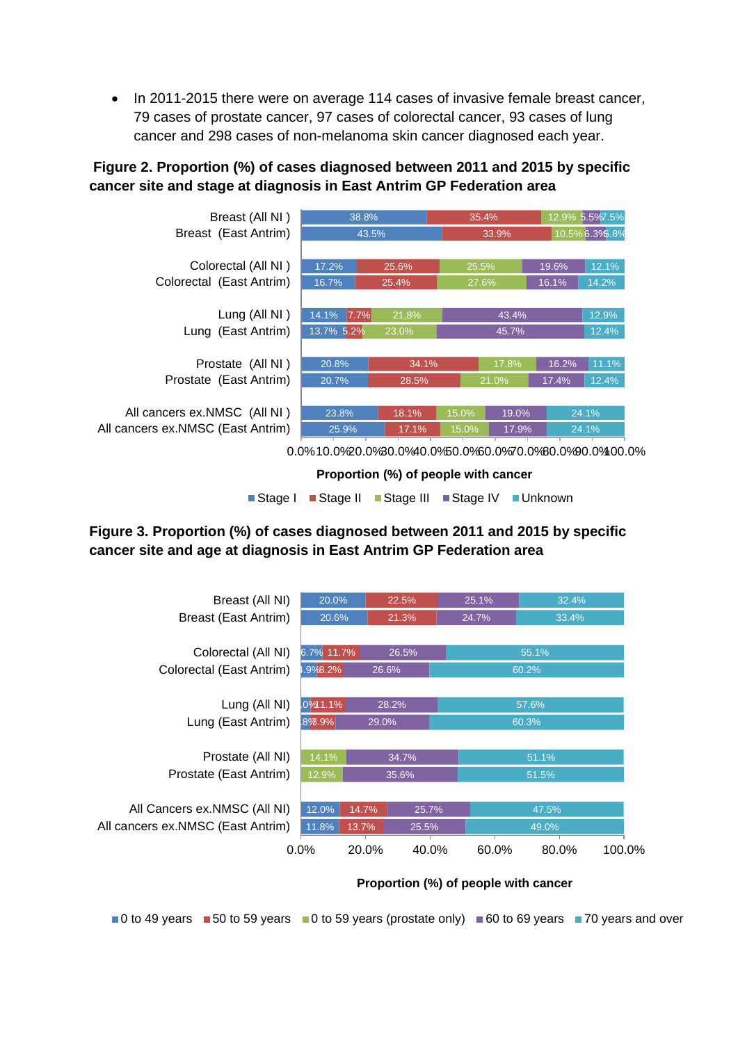- In 2011-2015 there were on average 114 cases of invasive female breast cancer, 79 cases of prostate cancer, 97 cases of colorectal cancer, 93 cases of lung cancer and 298 cases of non-melanoma skin cancer diagnosed each year.

**Figure 2. Proportion (%) of cases diagnosed between 2011 and 2015 by specific cancer site and stage at diagnosis in East Antrim GP Federation area**

| | Stage I | Stage II | Stage III | Stage IV | Unknown |
|---|---|---|---|---|---|
| Breast (All NI ) | 38.8% | 35.4% | 12.9% | 5.5% | 7.5% |
| Breast (East Antrim) | 43.5% | 33.9% | 10.5% | 6.3% | 5.8% |
| Colorectal (All NI ) | 17.2% | 25.6% | 25.5% | 19.6% | 12.1% |
| Colorectal (East Antrim) | 16.7% | 25.4% | 27.6% | 16.1% | 14.2% |
| Lung (All NI ) | 14.1% | 7.7% | 21.8% | 43.4% | 12.9% |
| Lung (East Antrim) | 13.7% | 5.2% | 23.0% | 45.7% | 12.4% |
| Prostate (All NI ) | 20.8% | 34.1% | 17.8% | 16.2% | 11.1% |
| Prostate (East Antrim) | 20.7% | 28.5% | 21.0% | 17.4% | 12.4% |
| All cancers ex.NMSC (All NI ) | 23.8% | 18.1% | 15.0% | 19.0% | 24.1% |
| All cancers ex.NMSC (East Antrim) | 25.9% | 17.1% | 15.0% | 17.9% | 24.1% |

Proportion (%) of people with cancer

**Figure 3. Proportion (%) of cases diagnosed between 2011 and 2015 by specific cancer site and age at diagnosis in East Antrim GP Federation area**

| | 0 to 49 years | 50 to 59 years | 0 to 59 years (prostate only) | 60 to 69 years | 70 years and over |
|---|---|---|---|---|---|
| Breast (All NI) | 20.0% | 22.5% | | 25.1% | 32.4% |
| Breast (East Antrim) | 20.6% | 21.3% | | 24.7% | 33.4% |
| Colorectal (All NI) | 6.7% | 11.7% | | 26.5% | 55.1% |
| Colorectal (East Antrim) | 4.9% | 8.2% | | 26.6% | 60.2% |
| Lung (All NI) | 3.0% | 11.1% | | 28.2% | 57.6% |
| Lung (East Antrim) | 2.8% | 7.9% | | 29.0% | 60.3% |
| Prostate (All NI) | | | 14.1% | 34.7% | 51.1% |
| Prostate (East Antrim) | | | 12.9% | 35.6% | 51.5% |
| All Cancers ex.NMSC (All NI) | 12.0% | 14.7% | | 25.7% | 47.5% |
| All cancers ex.NMSC (East Antrim) | 11.8% | 13.7% | | 25.5% | 49.0% |

Proportion (%) of people with cancer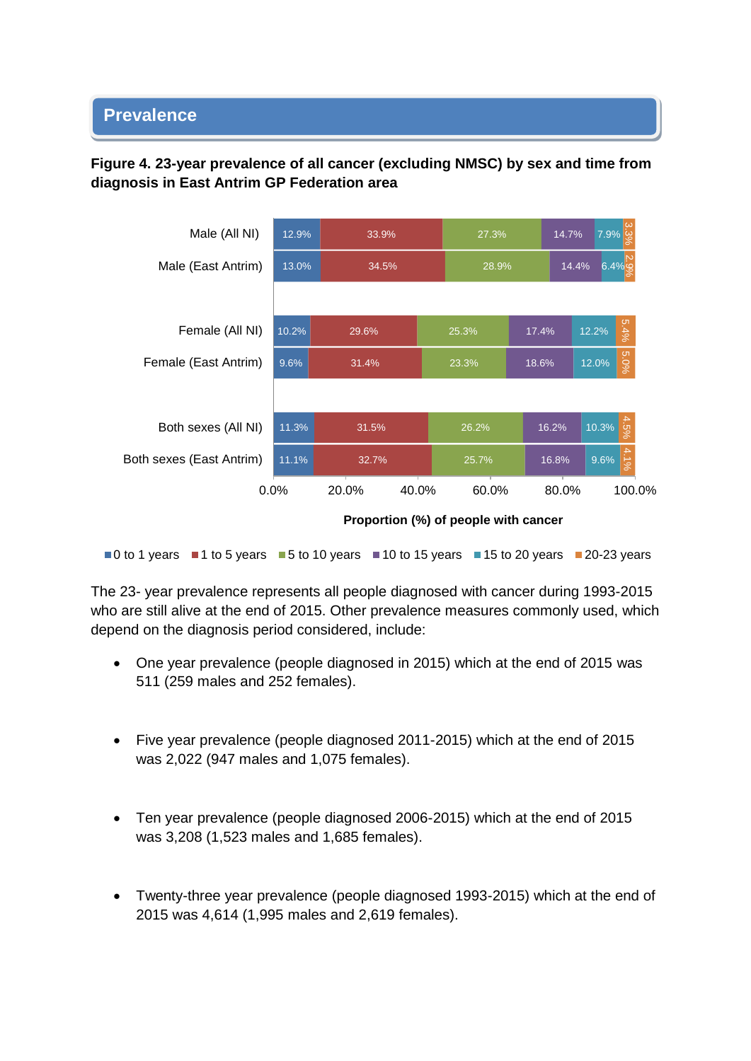## Prevalence

**Figure 4. 23-year prevalence of all cancer (excluding NMSC) by sex and time from diagnosis in East Antrim GP Federation area**

| | 0 to 1 years | 1 to 5 years | 5 to 10 years | 10 to 15 years | 15 to 20 years | 20-23 years |
|---|---|---|---|---|---|---|
| Male (All NI) | 12.9% | 33.9% | 27.3% | 14.7% | 7.9% | 3.3% |
| Male (East Antrim) | 13.0% | 34.5% | 28.9% | 14.4% | 6.4% | 2.9% |
| Female (All NI) | 10.2% | 29.6% | 25.3% | 17.4% | 12.2% | 5.4% |
| Female (East Antrim) | 9.6% | 31.4% | 23.3% | 18.6% | 12.0% | 5.0% |
| Both sexes (All NI) | 11.3% | 31.5% | 26.2% | 16.2% | 10.3% | 4.5% |
| Both sexes (East Antrim) | 11.1% | 32.7% | 25.7% | 16.8% | 9.6% | 4.1% |

Proportion (%) of people with cancer

The 23- year prevalence represents all people diagnosed with cancer during 1993-2015 who are still alive at the end of 2015. Other prevalence measures commonly used, which depend on the diagnosis period considered, include:

- One year prevalence (people diagnosed in 2015) which at the end of 2015 was 511 (259 males and 252 females).
- Five year prevalence (people diagnosed 2011-2015) which at the end of 2015 was 2,022 (947 males and 1,075 females).
- Ten year prevalence (people diagnosed 2006-2015) which at the end of 2015 was 3,208 (1,523 males and 1,685 females).
- Twenty-three year prevalence (people diagnosed 1993-2015) which at the end of 2015 was 4,614 (1,995 males and 2,619 females).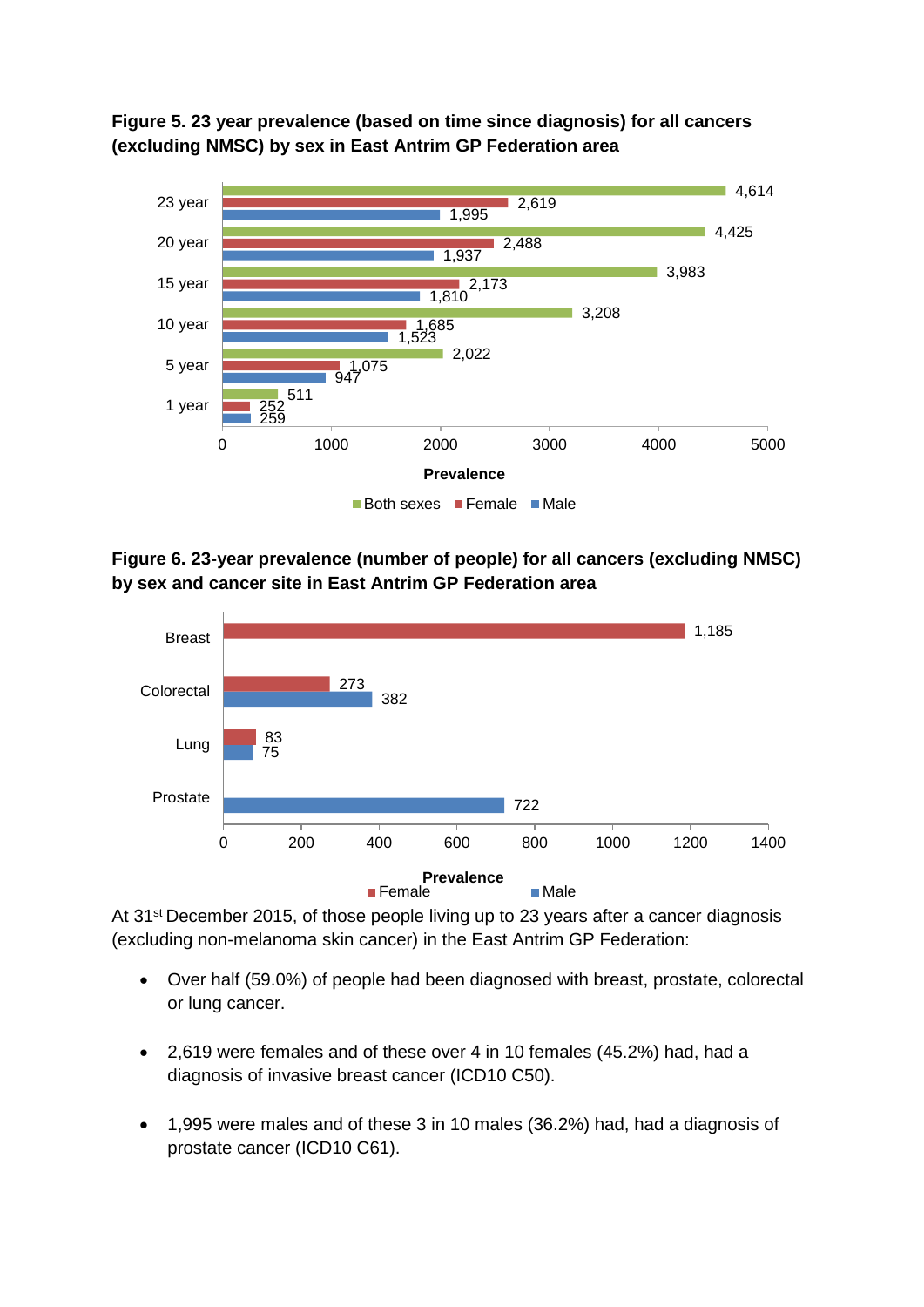**Figure 5. 23 year prevalence (based on time since diagnosis) for all cancers (excluding NMSC) by sex in East Antrim GP Federation area**

| Time since diagnosis | Both sexes | Female | Male |
|---|---|---|---|
| 23 year | 4,614 | 2,619 | 1,995 |
| 20 year | 4,425 | 2,488 | 1,937 |
| 15 year | 3,983 | 2,173 | 1,810 |
| 10 year | 3,208 | 1,685 | 1,523 |
| 5 year | 2,022 | 1,075 | 947 |
| 1 year | 511 | 252 | 259 |

**Figure 6. 23-year prevalence (number of people) for all cancers (excluding NMSC) by sex and cancer site in East Antrim GP Federation area**

| Cancer site | Female | Male |
|---|---|---|
| Breast | 1,185 | |
| Colorectal | 273 | 382 |
| Lung | 83 | 75 |
| Prostate | | 722 |

At 31st December 2015, of those people living up to 23 years after a cancer diagnosis (excluding non-melanoma skin cancer) in the East Antrim GP Federation:

- Over half (59.0%) of people had been diagnosed with breast, prostate, colorectal or lung cancer.
- 2,619 were females and of these over 4 in 10 females (45.2%) had, had a diagnosis of invasive breast cancer (ICD10 C50).
- 1,995 were males and of these 3 in 10 males (36.2%) had, had a diagnosis of prostate cancer (ICD10 C61).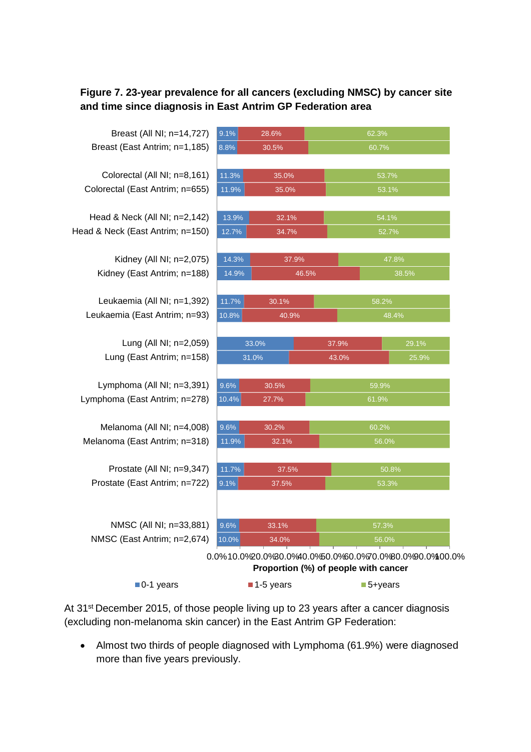**Figure 7. 23-year prevalence for all cancers (excluding NMSC) by cancer site and time since diagnosis in East Antrim GP Federation area**

| Cancer site | 0-1 years | 1-5 years | 5+years |
|---|---|---|---|
| Breast (All NI; n=14,727) | 9.1% | 28.6% | 62.3% |
| Breast (East Antrim; n=1,185) | 8.8% | 30.5% | 60.7% |
| Colorectal (All NI; n=8,161) | 11.3% | 35.0% | 53.7% |
| Colorectal (East Antrim; n=655) | 11.9% | 35.0% | 53.1% |
| Head & Neck (All NI; n=2,142) | 13.9% | 32.1% | 54.1% |
| Head & Neck (East Antrim; n=150) | 12.7% | 34.7% | 52.7% |
| Kidney (All NI; n=2,075) | 14.3% | 37.9% | 47.8% |
| Kidney (East Antrim; n=188) | 14.9% | 46.5% | 38.5% |
| Leukaemia (All NI; n=1,392) | 11.7% | 30.1% | 58.2% |
| Leukaemia (East Antrim; n=93) | 10.8% | 40.9% | 48.4% |
| Lung (All NI; n=2,059) | 33.0% | 37.9% | 29.1% |
| Lung (East Antrim; n=158) | 31.0% | 43.0% | 25.9% |
| Lymphoma (All NI; n=3,391) | 9.6% | 30.5% | 59.9% |
| Lymphoma (East Antrim; n=278) | 10.4% | 27.7% | 61.9% |
| Melanoma (All NI; n=4,008) | 9.6% | 30.2% | 60.2% |
| Melanoma (East Antrim; n=318) | 11.9% | 32.1% | 56.0% |
| Prostate (All NI; n=9,347) | 11.7% | 37.5% | 50.8% |
| Prostate (East Antrim; n=722) | 9.1% | 37.5% | 53.3% |
| NMSC (All NI; n=33,881) | 9.6% | 33.1% | 57.3% |
| NMSC (East Antrim; n=2,674) | 10.0% | 34.0% | 56.0% |

Proportion (%) of people with cancer

At 31st December 2015, of those people living up to 23 years after a cancer diagnosis (excluding non-melanoma skin cancer) in the East Antrim GP Federation:

- Almost two thirds of people diagnosed with Lymphoma (61.9%) were diagnosed more than five years previously.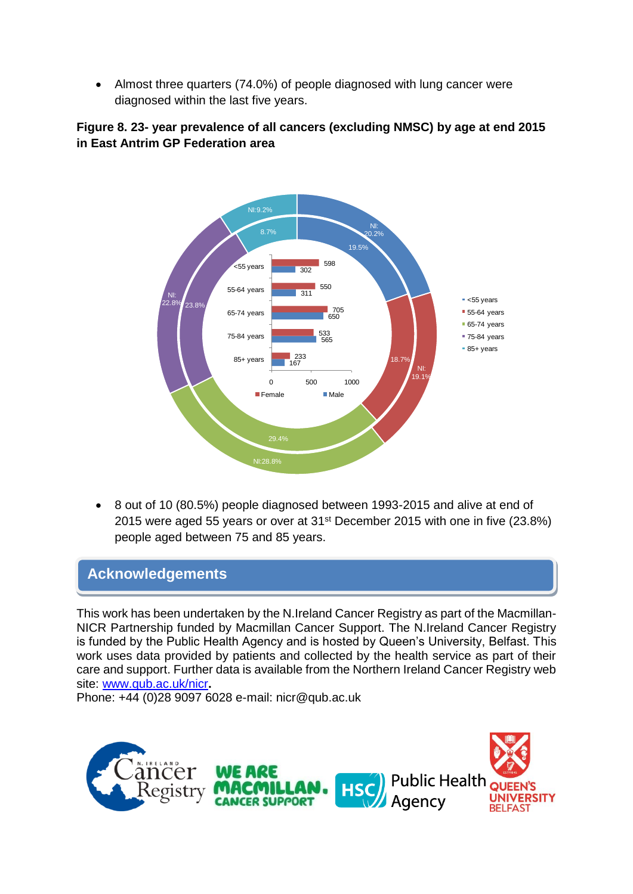- Almost three quarters (74.0%) of people diagnosed with lung cancer were diagnosed within the last five years.

**Figure 8. 23- year prevalence of all cancers (excluding NMSC) by age at end 2015 in East Antrim GP Federation area**

NI:9.2%
8.7%
NI: 20.2%
19.5%
NI: 22.8%
23.8%
18.7%
NI: 19.1%
29.4%
NI:28.8%

<55 years 598 302
55-64 years 550 311
65-74 years 705 650
75-84 years 533 565
85+ years 233 167
0 500 1000
Female Male

<55 years
55-64 years
65-74 years
75-84 years
85+ years

- 8 out of 10 (80.5%) people diagnosed between 1993-2015 and alive at end of 2015 were aged 55 years or over at 31st December 2015 with one in five (23.8%) people aged between 75 and 85 years.

## Acknowledgements

This work has been undertaken by the N.Ireland Cancer Registry as part of the Macmillan-NICR Partnership funded by Macmillan Cancer Support. The N.Ireland Cancer Registry is funded by the Public Health Agency and is hosted by Queen's University, Belfast. This work uses data provided by patients and collected by the health service as part of their care and support. Further data is available from the Northern Ireland Cancer Registry web site: www.qub.ac.uk/nicr.
Phone: +44 (0)28 9097 6028 e-mail: nicr@qub.ac.uk